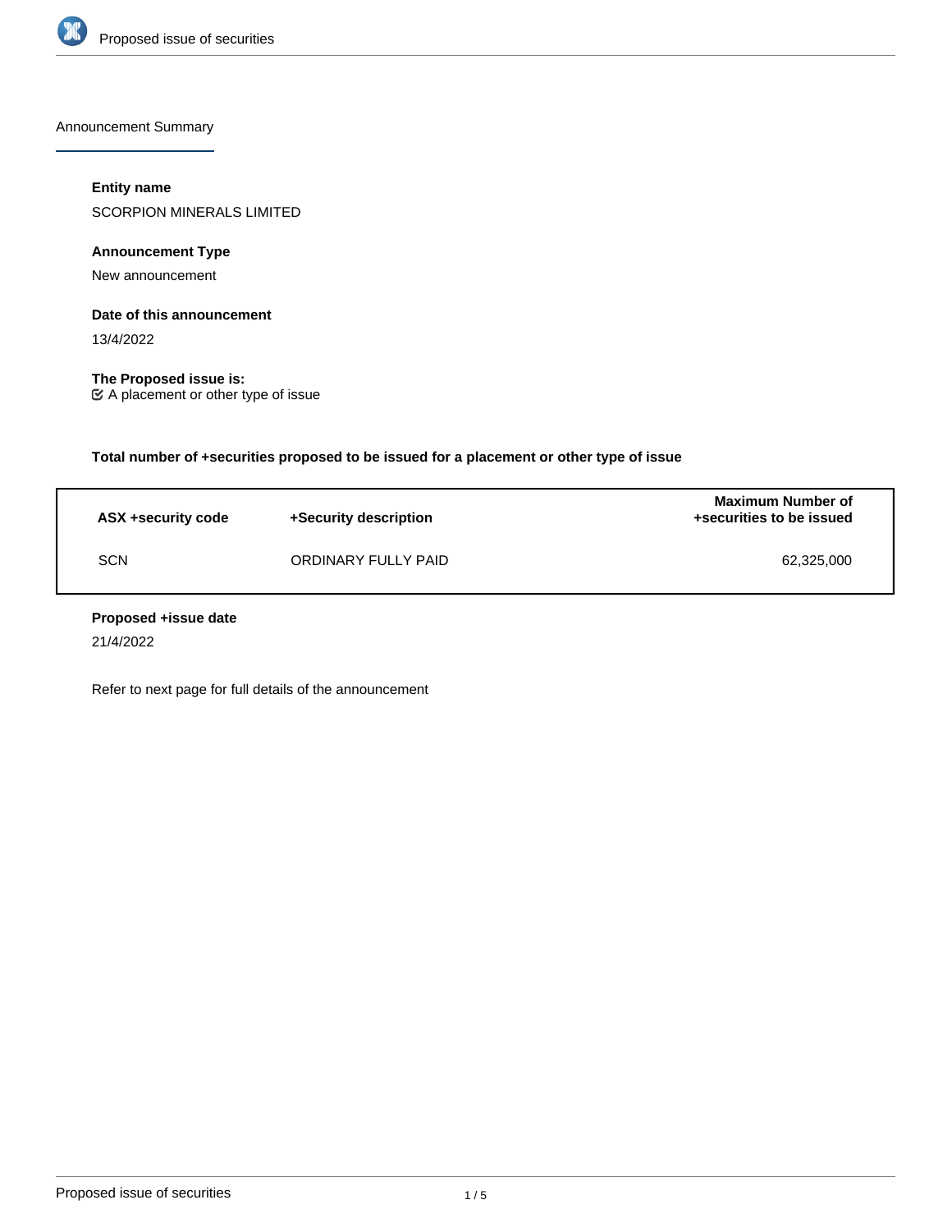Announcement Summary

**Entity name**

SCORPION MINERALS LIMITED

**Announcement Type**

New announcement

**Date of this announcement**

13/4/2022

**The Proposed issue is:**

☑ A placement or other type of issue

**Total number of +securities proposed to be issued for a placement or other type of issue**

| ASX +security code | +Security description | Maximum Number of +securities to be issued |
|---|---|---|
| SCN | ORDINARY FULLY PAID | 62,325,000 |

**Proposed +issue date**

21/4/2022

Refer to next page for full details of the announcement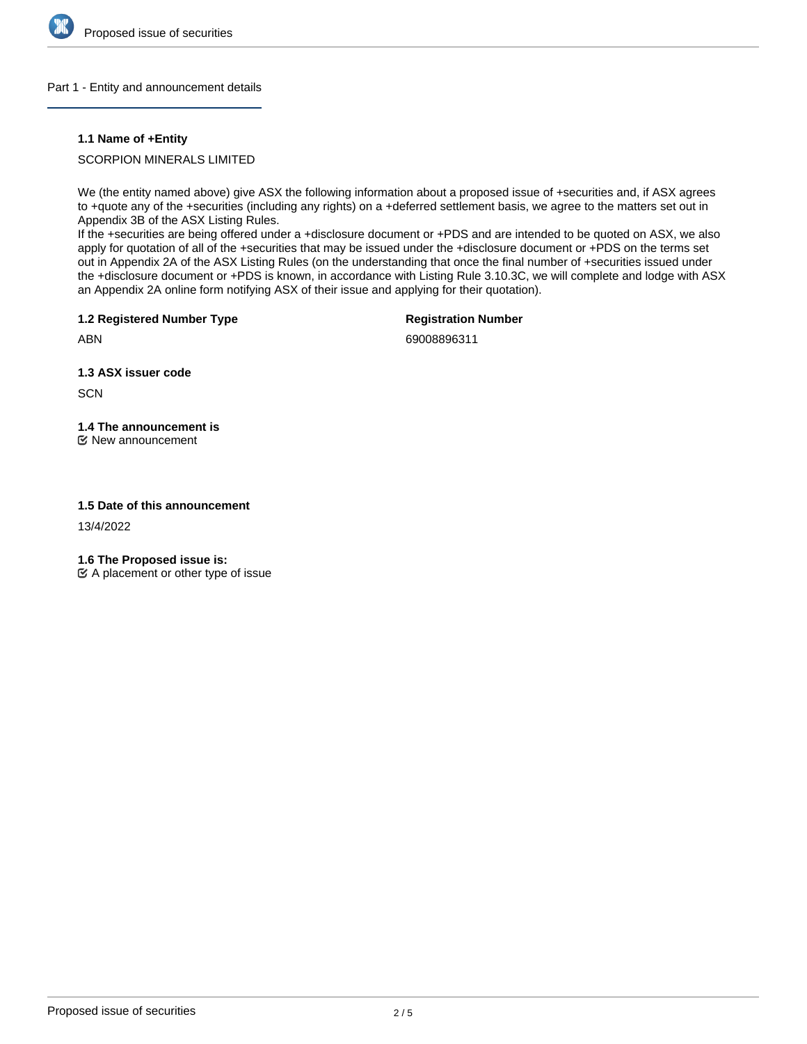## Part 1 - Entity and announcement details

### 1.1 Name of +Entity

SCORPION MINERALS LIMITED

We (the entity named above) give ASX the following information about a proposed issue of +securities and, if ASX agrees to +quote any of the +securities (including any rights) on a +deferred settlement basis, we agree to the matters set out in Appendix 3B of the ASX Listing Rules.
If the +securities are being offered under a +disclosure document or +PDS and are intended to be quoted on ASX, we also apply for quotation of all of the +securities that may be issued under the +disclosure document or +PDS on the terms set out in Appendix 2A of the ASX Listing Rules (on the understanding that once the final number of +securities issued under the +disclosure document or +PDS is known, in accordance with Listing Rule 3.10.3C, we will complete and lodge with ASX an Appendix 2A online form notifying ASX of their issue and applying for their quotation).

### 1.2 Registered Number Type

ABN

**Registration Number**

69008896311

### 1.3 ASX issuer code

SCN

### 1.4 The announcement is

☑ New announcement

### 1.5 Date of this announcement

13/4/2022

### 1.6 The Proposed issue is:

☑ A placement or other type of issue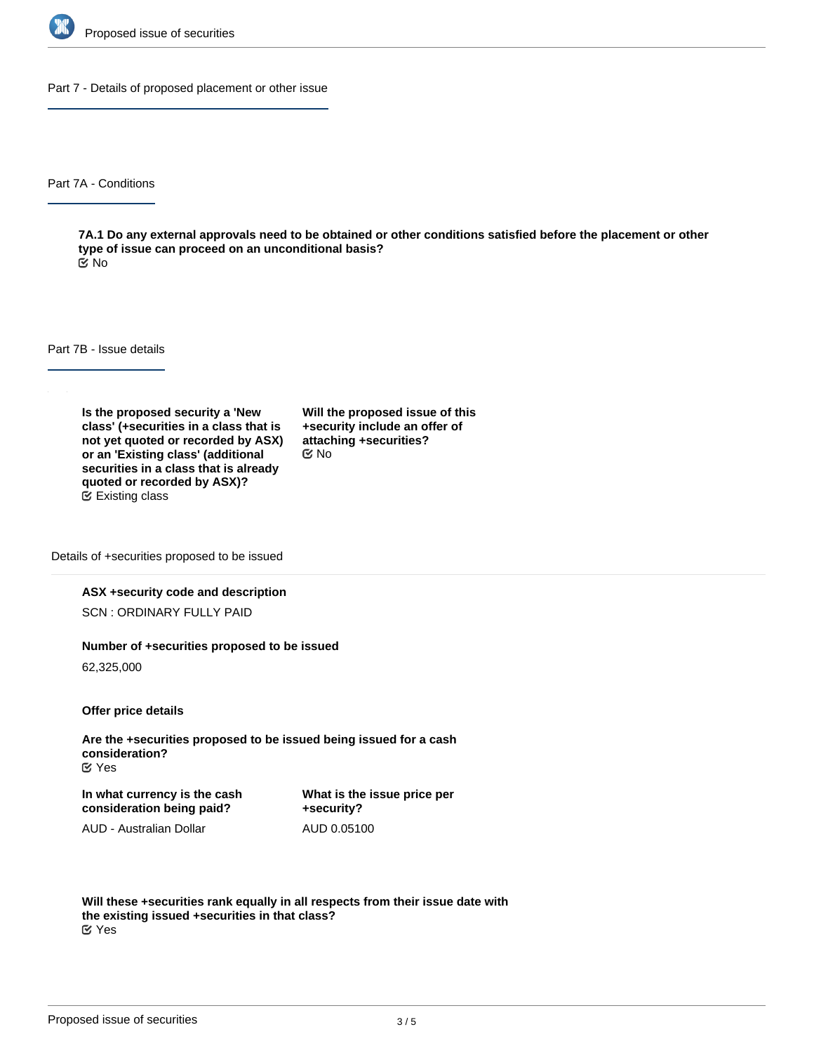## Part 7 - Details of proposed placement or other issue

### Part 7A - Conditions

**7A.1 Do any external approvals need to be obtained or other conditions satisfied before the placement or other type of issue can proceed on an unconditional basis?**

No

### Part 7B - Issue details

**Is the proposed security a 'New class' (+securities in a class that is not yet quoted or recorded by ASX) or an 'Existing class' (additional securities in a class that is already quoted or recorded by ASX)?**

Existing class

**Will the proposed issue of this +security include an offer of attaching +securities?**

No

#### Details of +securities proposed to be issued

**ASX +security code and description**

SCN : ORDINARY FULLY PAID

**Number of +securities proposed to be issued**

62,325,000

**Offer price details**

**Are the +securities proposed to be issued being issued for a cash consideration?**

Yes

**In what currency is the cash consideration being paid?**

AUD - Australian Dollar

**What is the issue price per +security?**

AUD 0.05100

**Will these +securities rank equally in all respects from their issue date with the existing issued +securities in that class?**

Yes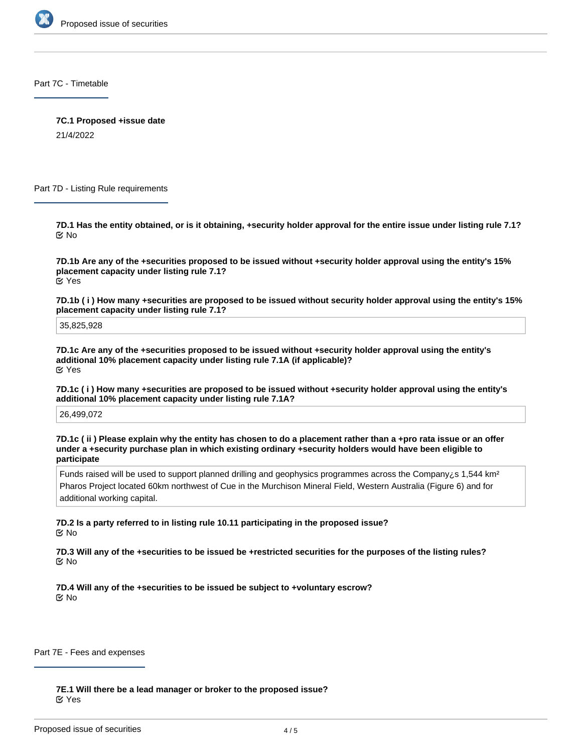## Part 7C - Timetable

**7C.1 Proposed +issue date**

21/4/2022

## Part 7D - Listing Rule requirements

**7D.1 Has the entity obtained, or is it obtaining, +security holder approval for the entire issue under listing rule 7.1?**

No

**7D.1b Are any of the +securities proposed to be issued without +security holder approval using the entity's 15% placement capacity under listing rule 7.1?**

Yes

**7D.1b ( i ) How many +securities are proposed to be issued without security holder approval using the entity's 15% placement capacity under listing rule 7.1?**

35,825,928

**7D.1c Are any of the +securities proposed to be issued without +security holder approval using the entity's additional 10% placement capacity under listing rule 7.1A (if applicable)?**

Yes

**7D.1c ( i ) How many +securities are proposed to be issued without +security holder approval using the entity's additional 10% placement capacity under listing rule 7.1A?**

26,499,072

**7D.1c ( ii ) Please explain why the entity has chosen to do a placement rather than a +pro rata issue or an offer under a +security purchase plan in which existing ordinary +security holders would have been eligible to participate**

Funds raised will be used to support planned drilling and geophysics programmes across the Company¿s 1,544 km² Pharos Project located 60km northwest of Cue in the Murchison Mineral Field, Western Australia (Figure 6) and for additional working capital.

**7D.2 Is a party referred to in listing rule 10.11 participating in the proposed issue?**

No

**7D.3 Will any of the +securities to be issued be +restricted securities for the purposes of the listing rules?**

No

**7D.4 Will any of the +securities to be issued be subject to +voluntary escrow?**

No

## Part 7E - Fees and expenses

**7E.1 Will there be a lead manager or broker to the proposed issue?**

Yes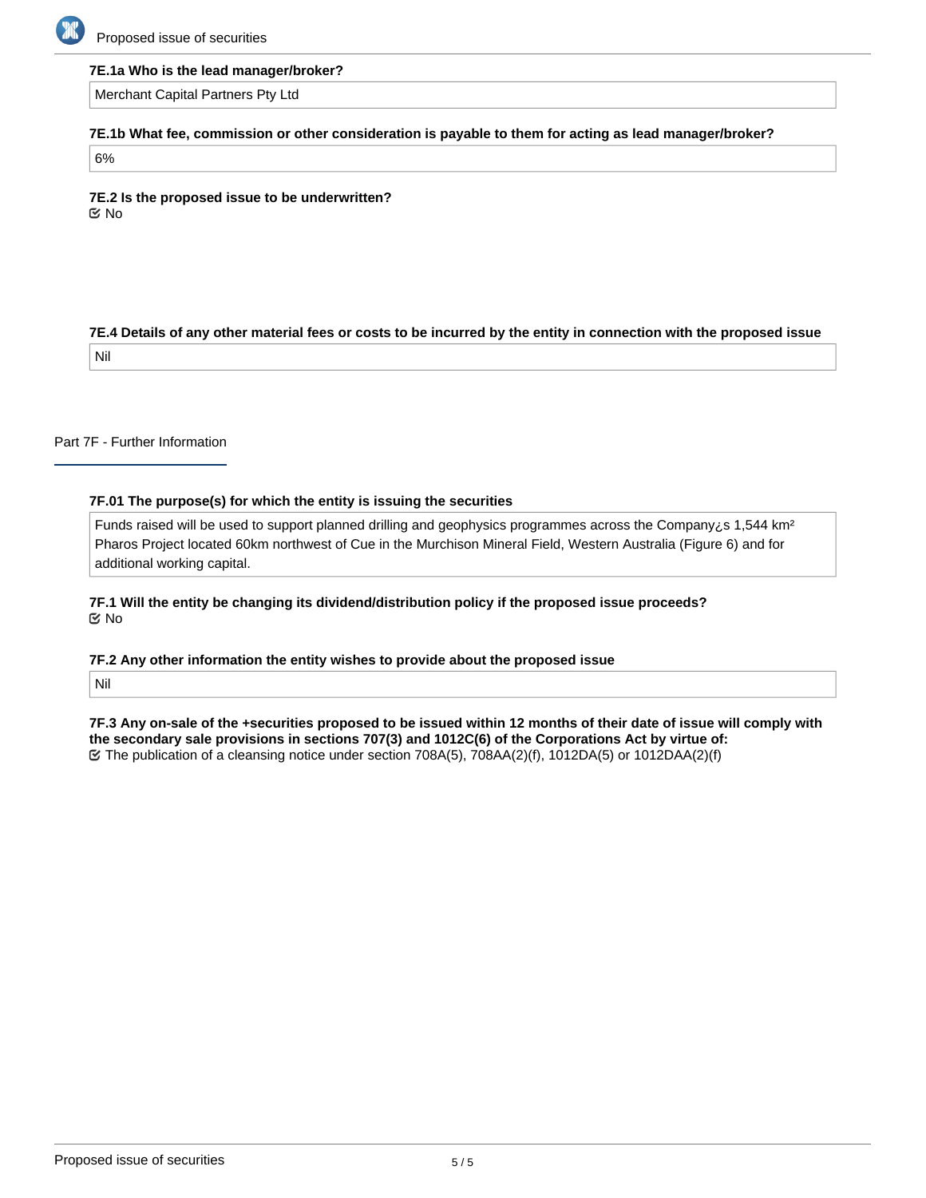**7E.1a Who is the lead manager/broker?**

Merchant Capital Partners Pty Ltd

**7E.1b What fee, commission or other consideration is payable to them for acting as lead manager/broker?**

6%

**7E.2 Is the proposed issue to be underwritten?**

☑ No

**7E.4 Details of any other material fees or costs to be incurred by the entity in connection with the proposed issue**

Nil

## Part 7F - Further Information

**7F.01 The purpose(s) for which the entity is issuing the securities**

Funds raised will be used to support planned drilling and geophysics programmes across the Company¿s 1,544 km² Pharos Project located 60km northwest of Cue in the Murchison Mineral Field, Western Australia (Figure 6) and for additional working capital.

**7F.1 Will the entity be changing its dividend/distribution policy if the proposed issue proceeds?**

☑ No

**7F.2 Any other information the entity wishes to provide about the proposed issue**

Nil

**7F.3 Any on-sale of the +securities proposed to be issued within 12 months of their date of issue will comply with the secondary sale provisions in sections 707(3) and 1012C(6) of the Corporations Act by virtue of:**

☑ The publication of a cleansing notice under section 708A(5), 708AA(2)(f), 1012DA(5) or 1012DAA(2)(f)